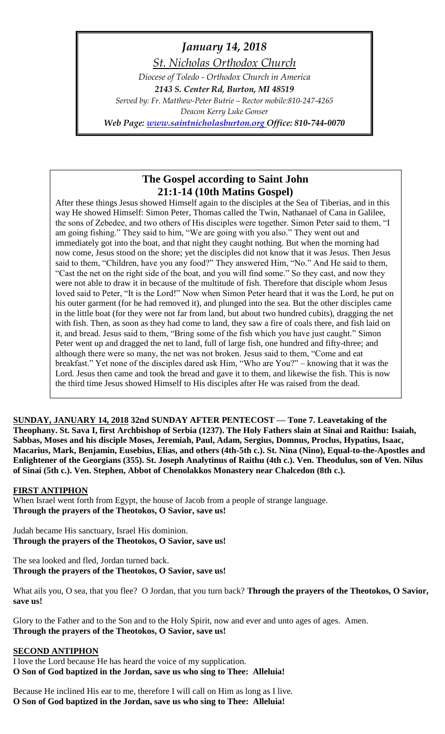*January 14, 2018*

*St. Nicholas Orthodox Church*

*Diocese of Toledo - Orthodox Church in America*

***2143 S. Center Rd, Burton, MI 48519***

*Served by: Fr. Matthew-Peter Butrie – Rector mobile:810-247-4265*

*Deacon Kerry Luke Gonser*

***Web Page: www.saintnicholasburton.org Office: 810-744-0070***

## The Gospel according to Saint John 21:1-14 (10th Matins Gospel)

After these things Jesus showed Himself again to the disciples at the Sea of Tiberias, and in this way He showed Himself: Simon Peter, Thomas called the Twin, Nathanael of Cana in Galilee, the sons of Zebedee, and two others of His disciples were together. Simon Peter said to them, "I am going fishing." They said to him, "We are going with you also." They went out and immediately got into the boat, and that night they caught nothing. But when the morning had now come, Jesus stood on the shore; yet the disciples did not know that it was Jesus. Then Jesus said to them, "Children, have you any food?" They answered Him, "No." And He said to them, "Cast the net on the right side of the boat, and you will find some." So they cast, and now they were not able to draw it in because of the multitude of fish. Therefore that disciple whom Jesus loved said to Peter, "It is the Lord!" Now when Simon Peter heard that it was the Lord, he put on his outer garment (for he had removed it), and plunged into the sea. But the other disciples came in the little boat (for they were not far from land, but about two hundred cubits), dragging the net with fish. Then, as soon as they had come to land, they saw a fire of coals there, and fish laid on it, and bread. Jesus said to them, "Bring some of the fish which you have just caught." Simon Peter went up and dragged the net to land, full of large fish, one hundred and fifty-three; and although there were so many, the net was not broken. Jesus said to them, "Come and eat breakfast." Yet none of the disciples dared ask Him, "Who are You?" – knowing that it was the Lord. Jesus then came and took the bread and gave it to them, and likewise the fish. This is now the third time Jesus showed Himself to His disciples after He was raised from the dead.

**SUNDAY, JANUARY 14, 2018 32nd SUNDAY AFTER PENTECOST — Tone 7. Leavetaking of the Theophany. St. Sava I, first Archbishop of Serbia (1237). The Holy Fathers slain at Sinai and Raithu: Isaiah, Sabbas, Moses and his disciple Moses, Jeremiah, Paul, Adam, Sergius, Domnus, Proclus, Hypatius, Isaac, Macarius, Mark, Benjamin, Eusebius, Elias, and others (4th-5th c.). St. Nina (Nino), Equal-to-the-Apostles and Enlightener of the Georgians (355). St. Joseph Analytinus of Raithu (4th c.). Ven. Theodulus, son of Ven. Nilus of Sinai (5th c.). Ven. Stephen, Abbot of Chenolakkos Monastery near Chalcedon (8th c.).**

**FIRST ANTIPHON**

When Israel went forth from Egypt, the house of Jacob from a people of strange language.
**Through the prayers of the Theotokos, O Savior, save us!**

Judah became His sanctuary, Israel His dominion.
**Through the prayers of the Theotokos, O Savior, save us!**

The sea looked and fled, Jordan turned back.
**Through the prayers of the Theotokos, O Savior, save us!**

What ails you, O sea, that you flee? O Jordan, that you turn back? **Through the prayers of the Theotokos, O Savior, save us!**

Glory to the Father and to the Son and to the Holy Spirit, now and ever and unto ages of ages. Amen.
**Through the prayers of the Theotokos, O Savior, save us!**

**SECOND ANTIPHON**

I love the Lord because He has heard the voice of my supplication.
**O Son of God baptized in the Jordan, save us who sing to Thee: Alleluia!**

Because He inclined His ear to me, therefore I will call on Him as long as I live.
**O Son of God baptized in the Jordan, save us who sing to Thee: Alleluia!**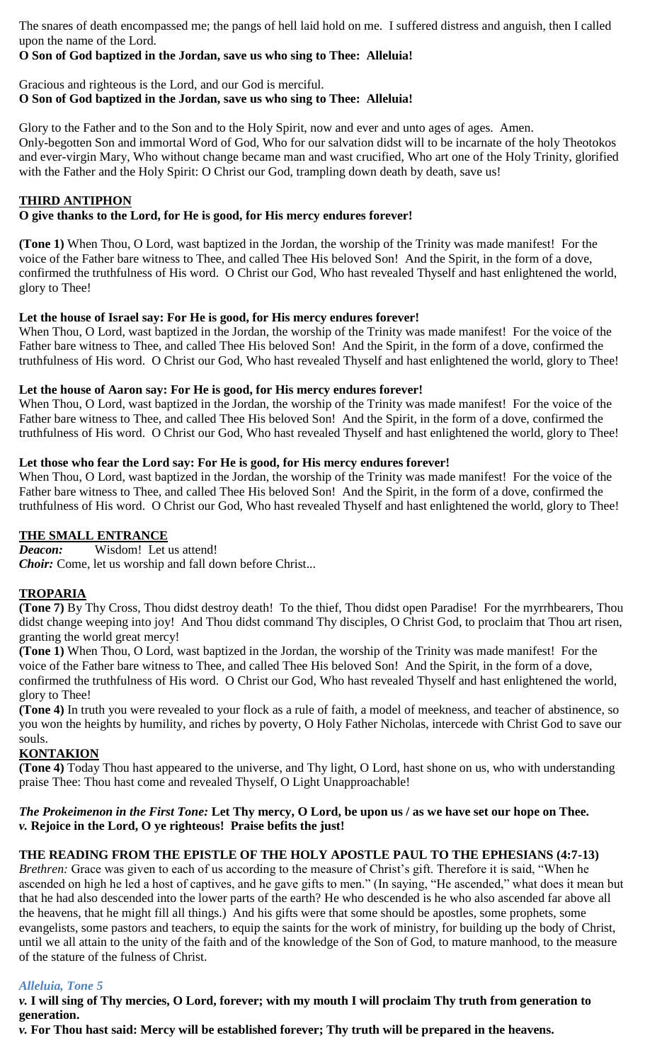The snares of death encompassed me; the pangs of hell laid hold on me. I suffered distress and anguish, then I called upon the name of the Lord.
**O Son of God baptized in the Jordan, save us who sing to Thee: Alleluia!**

Gracious and righteous is the Lord, and our God is merciful.
**O Son of God baptized in the Jordan, save us who sing to Thee: Alleluia!**

Glory to the Father and to the Son and to the Holy Spirit, now and ever and unto ages of ages. Amen.
Only-begotten Son and immortal Word of God, Who for our salvation didst will to be incarnate of the holy Theotokos and ever-virgin Mary, Who without change became man and wast crucified, Who art one of the Holy Trinity, glorified with the Father and the Holy Spirit: O Christ our God, trampling down death by death, save us!

## THIRD ANTIPHON

**O give thanks to the Lord, for He is good, for His mercy endures forever!**

**(Tone 1)** When Thou, O Lord, wast baptized in the Jordan, the worship of the Trinity was made manifest! For the voice of the Father bare witness to Thee, and called Thee His beloved Son! And the Spirit, in the form of a dove, confirmed the truthfulness of His word. O Christ our God, Who hast revealed Thyself and hast enlightened the world, glory to Thee!

**Let the house of Israel say: For He is good, for His mercy endures forever!**
When Thou, O Lord, wast baptized in the Jordan, the worship of the Trinity was made manifest! For the voice of the Father bare witness to Thee, and called Thee His beloved Son! And the Spirit, in the form of a dove, confirmed the truthfulness of His word. O Christ our God, Who hast revealed Thyself and hast enlightened the world, glory to Thee!

**Let the house of Aaron say: For He is good, for His mercy endures forever!**
When Thou, O Lord, wast baptized in the Jordan, the worship of the Trinity was made manifest! For the voice of the Father bare witness to Thee, and called Thee His beloved Son! And the Spirit, in the form of a dove, confirmed the truthfulness of His word. O Christ our God, Who hast revealed Thyself and hast enlightened the world, glory to Thee!

**Let those who fear the Lord say: For He is good, for His mercy endures forever!**
When Thou, O Lord, wast baptized in the Jordan, the worship of the Trinity was made manifest! For the voice of the Father bare witness to Thee, and called Thee His beloved Son! And the Spirit, in the form of a dove, confirmed the truthfulness of His word. O Christ our God, Who hast revealed Thyself and hast enlightened the world, glory to Thee!

## THE SMALL ENTRANCE

***Deacon:*** Wisdom! Let us attend!
***Choir:*** Come, let us worship and fall down before Christ...

## TROPARIA

**(Tone 7)** By Thy Cross, Thou didst destroy death! To the thief, Thou didst open Paradise! For the myrrhbearers, Thou didst change weeping into joy! And Thou didst command Thy disciples, O Christ God, to proclaim that Thou art risen, granting the world great mercy!
**(Tone 1)** When Thou, O Lord, wast baptized in the Jordan, the worship of the Trinity was made manifest! For the voice of the Father bare witness to Thee, and called Thee His beloved Son! And the Spirit, in the form of a dove, confirmed the truthfulness of His word. O Christ our God, Who hast revealed Thyself and hast enlightened the world, glory to Thee!
**(Tone 4)** In truth you were revealed to your flock as a rule of faith, a model of meekness, and teacher of abstinence, so you won the heights by humility, and riches by poverty, O Holy Father Nicholas, intercede with Christ God to save our souls.

## KONTAKION

**(Tone 4)** Today Thou hast appeared to the universe, and Thy light, O Lord, hast shone on us, who with understanding praise Thee: Thou hast come and revealed Thyself, O Light Unapproachable!

***The Prokeimenon in the First Tone:*** **Let Thy mercy, O Lord, be upon us / as we have set our hope on Thee.**
***v.*** **Rejoice in the Lord, O ye righteous! Praise befits the just!**

## THE READING FROM THE EPISTLE OF THE HOLY APOSTLE PAUL TO THE EPHESIANS (4:7-13)

*Brethren:* Grace was given to each of us according to the measure of Christ's gift. Therefore it is said, "When he ascended on high he led a host of captives, and he gave gifts to men." (In saying, "He ascended," what does it mean but that he had also descended into the lower parts of the earth? He who descended is he who also ascended far above all the heavens, that he might fill all things.) And his gifts were that some should be apostles, some prophets, some evangelists, some pastors and teachers, to equip the saints for the work of ministry, for building up the body of Christ, until we all attain to the unity of the faith and of the knowledge of the Son of God, to mature manhood, to the measure of the stature of the fulness of Christ.

*Alleluia, Tone 5*

***v.*** **I will sing of Thy mercies, O Lord, forever; with my mouth I will proclaim Thy truth from generation to generation.**
***v.*** **For Thou hast said: Mercy will be established forever; Thy truth will be prepared in the heavens.**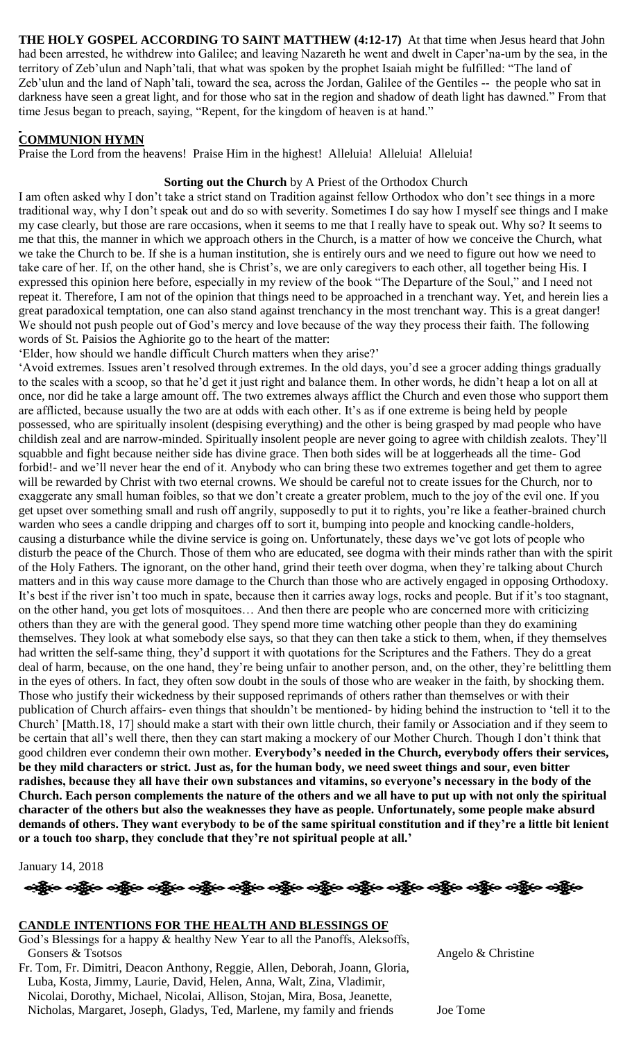**THE HOLY GOSPEL ACCORDING TO SAINT MATTHEW (4:12-17)** At that time when Jesus heard that John had been arrested, he withdrew into Galilee; and leaving Nazareth he went and dwelt in Caper'na-um by the sea, in the territory of Zeb'ulun and Naph'tali, that what was spoken by the prophet Isaiah might be fulfilled: "The land of Zeb'ulun and the land of Naph'tali, toward the sea, across the Jordan, Galilee of the Gentiles -- the people who sat in darkness have seen a great light, and for those who sat in the region and shadow of death light has dawned." From that time Jesus began to preach, saying, "Repent, for the kingdom of heaven is at hand."

**COMMUNION HYMN**

Praise the Lord from the heavens! Praise Him in the highest! Alleluia! Alleluia! Alleluia!

**Sorting out the Church** by A Priest of the Orthodox Church

I am often asked why I don't take a strict stand on Tradition against fellow Orthodox who don't see things in a more traditional way, why I don't speak out and do so with severity. Sometimes I do say how I myself see things and I make my case clearly, but those are rare occasions, when it seems to me that I really have to speak out. Why so? It seems to me that this, the manner in which we approach others in the Church, is a matter of how we conceive the Church, what we take the Church to be. If she is a human institution, she is entirely ours and we need to figure out how we need to take care of her. If, on the other hand, she is Christ's, we are only caregivers to each other, all together being His. I expressed this opinion here before, especially in my review of the book "The Departure of the Soul," and I need not repeat it. Therefore, I am not of the opinion that things need to be approached in a trenchant way. Yet, and herein lies a great paradoxical temptation, one can also stand against trenchancy in the most trenchant way. This is a great danger! We should not push people out of God's mercy and love because of the way they process their faith. The following words of St. Paisios the Aghiorite go to the heart of the matter:

'Elder, how should we handle difficult Church matters when they arise?'

'Avoid extremes. Issues aren't resolved through extremes. In the old days, you'd see a grocer adding things gradually to the scales with a scoop, so that he'd get it just right and balance them. In other words, he didn't heap a lot on all at once, nor did he take a large amount off. The two extremes always afflict the Church and even those who support them are afflicted, because usually the two are at odds with each other. It's as if one extreme is being held by people possessed, who are spiritually insolent (despising everything) and the other is being grasped by mad people who have childish zeal and are narrow-minded. Spiritually insolent people are never going to agree with childish zealots. They'll squabble and fight because neither side has divine grace. Then both sides will be at loggerheads all the time- God forbid!- and we'll never hear the end of it. Anybody who can bring these two extremes together and get them to agree will be rewarded by Christ with two eternal crowns. We should be careful not to create issues for the Church, nor to exaggerate any small human foibles, so that we don't create a greater problem, much to the joy of the evil one. If you get upset over something small and rush off angrily, supposedly to put it to rights, you're like a feather-brained church warden who sees a candle dripping and charges off to sort it, bumping into people and knocking candle-holders, causing a disturbance while the divine service is going on. Unfortunately, these days we've got lots of people who disturb the peace of the Church. Those of them who are educated, see dogma with their minds rather than with the spirit of the Holy Fathers. The ignorant, on the other hand, grind their teeth over dogma, when they're talking about Church matters and in this way cause more damage to the Church than those who are actively engaged in opposing Orthodoxy. It's best if the river isn't too much in spate, because then it carries away logs, rocks and people. But if it's too stagnant, on the other hand, you get lots of mosquitoes… And then there are people who are concerned more with criticizing others than they are with the general good. They spend more time watching other people than they do examining themselves. They look at what somebody else says, so that they can then take a stick to them, when, if they themselves had written the self-same thing, they'd support it with quotations for the Scriptures and the Fathers. They do a great deal of harm, because, on the one hand, they're being unfair to another person, and, on the other, they're belittling them in the eyes of others. In fact, they often sow doubt in the souls of those who are weaker in the faith, by shocking them. Those who justify their wickedness by their supposed reprimands of others rather than themselves or with their publication of Church affairs- even things that shouldn't be mentioned- by hiding behind the instruction to 'tell it to the Church' [Matth.18, 17] should make a start with their own little church, their family or Association and if they seem to be certain that all's well there, then they can start making a mockery of our Mother Church. Though I don't think that good children ever condemn their own mother. **Everybody's needed in the Church, everybody offers their services, be they mild characters or strict. Just as, for the human body, we need sweet things and sour, even bitter radishes, because they all have their own substances and vitamins, so everyone's necessary in the body of the Church. Each person complements the nature of the others and we all have to put up with not only the spiritual character of the others but also the weaknesses they have as people. Unfortunately, some people make absurd demands of others. They want everybody to be of the same spiritual constitution and if they're a little bit lenient or a touch too sharp, they conclude that they're not spiritual people at all.'**

January 14, 2018

**CANDLE INTENTIONS FOR THE HEALTH AND BLESSINGS OF**

| | |
|---|---|
| God's Blessings for a happy & healthy New Year to all the Panoffs, Aleksoffs, Gonsers & Tsotsos | Angelo & Christine |
| Fr. Tom, Fr. Dimitri, Deacon Anthony, Reggie, Allen, Deborah, Joann, Gloria, Luba, Kosta, Jimmy, Laurie, David, Helen, Anna, Walt, Zina, Vladimir, Nicolai, Dorothy, Michael, Nicolai, Allison, Stojan, Mira, Bosa, Jeanette, Nicholas, Margaret, Joseph, Gladys, Ted, Marlene, my family and friends | Joe Tome |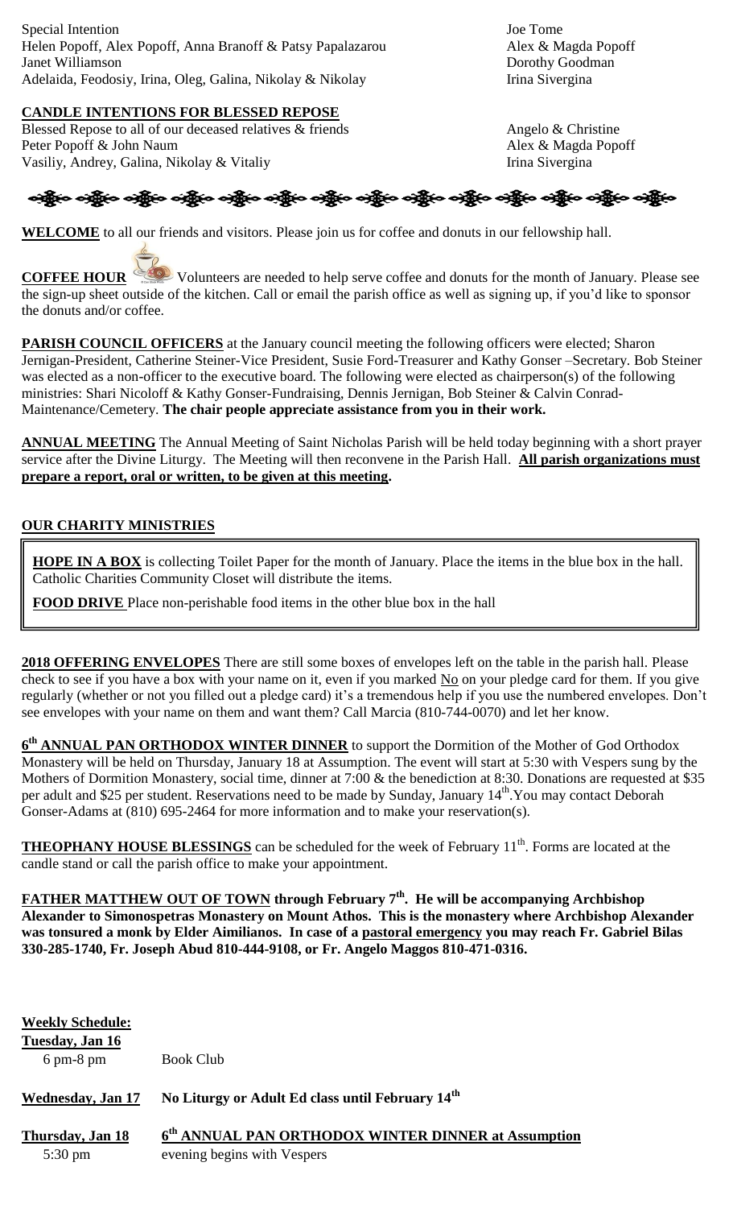| | |
|---|---|
| Special Intention | Joe Tome |
| Helen Popoff, Alex Popoff, Anna Branoff & Patsy Papalazarou | Alex & Magda Popoff |
| Janet Williamson | Dorothy Goodman |
| Adelaida, Feodosiy, Irina, Oleg, Galina, Nikolay & Nikolay | Irina Sivergina |

**CANDLE INTENTIONS FOR BLESSED REPOSE**

| | |
|---|---|
| Blessed Repose to all of our deceased relatives & friends | Angelo & Christine |
| Peter Popoff & John Naum | Alex & Magda Popoff |
| Vasiliy, Andrey, Galina, Nikolay & Vitaliy | Irina Sivergina |

**WELCOME** to all our friends and visitors. Please join us for coffee and donuts in our fellowship hall.

**COFFEE HOUR** Volunteers are needed to help serve coffee and donuts for the month of January. Please see the sign-up sheet outside of the kitchen. Call or email the parish office as well as signing up, if you'd like to sponsor the donuts and/or coffee.

**PARISH COUNCIL OFFICERS** at the January council meeting the following officers were elected; Sharon Jernigan-President, Catherine Steiner-Vice President, Susie Ford-Treasurer and Kathy Gonser –Secretary. Bob Steiner was elected as a non-officer to the executive board. The following were elected as chairperson(s) of the following ministries: Shari Nicoloff & Kathy Gonser-Fundraising, Dennis Jernigan, Bob Steiner & Calvin Conrad-Maintenance/Cemetery. **The chair people appreciate assistance from you in their work.**

**ANNUAL MEETING** The Annual Meeting of Saint Nicholas Parish will be held today beginning with a short prayer service after the Divine Liturgy. The Meeting will then reconvene in the Parish Hall. **All parish organizations must prepare a report, oral or written, to be given at this meeting.**

**OUR CHARITY MINISTRIES**

**HOPE IN A BOX** is collecting Toilet Paper for the month of January. Place the items in the blue box in the hall. Catholic Charities Community Closet will distribute the items.

**FOOD DRIVE** Place non-perishable food items in the other blue box in the hall

**2018 OFFERING ENVELOPES** There are still some boxes of envelopes left on the table in the parish hall. Please check to see if you have a box with your name on it, even if you marked No on your pledge card for them. If you give regularly (whether or not you filled out a pledge card) it's a tremendous help if you use the numbered envelopes. Don't see envelopes with your name on them and want them? Call Marcia (810-744-0070) and let her know.

**6th ANNUAL PAN ORTHODOX WINTER DINNER** to support the Dormition of the Mother of God Orthodox Monastery will be held on Thursday, January 18 at Assumption. The event will start at 5:30 with Vespers sung by the Mothers of Dormition Monastery, social time, dinner at 7:00 & the benediction at 8:30. Donations are requested at $35 per adult and $25 per student. Reservations need to be made by Sunday, January 14th.You may contact Deborah Gonser-Adams at (810) 695-2464 for more information and to make your reservation(s).

**THEOPHANY HOUSE BLESSINGS** can be scheduled for the week of February 11th. Forms are located at the candle stand or call the parish office to make your appointment.

**FATHER MATTHEW OUT OF TOWN through February 7th. He will be accompanying Archbishop Alexander to Simonospetras Monastery on Mount Athos. This is the monastery where Archbishop Alexander was tonsured a monk by Elder Aimilianos. In case of a pastoral emergency you may reach Fr. Gabriel Bilas 330-285-1740, Fr. Joseph Abud 810-444-9108, or Fr. Angelo Maggos 810-471-0316.**

**Weekly Schedule:**

**Tuesday, Jan 16**
6 pm-8 pm — Book Club

**Wednesday, Jan 17** — **No Liturgy or Adult Ed class until February 14th**

**Thursday, Jan 18** — **6th ANNUAL PAN ORTHODOX WINTER DINNER at Assumption**
5:30 pm — evening begins with Vespers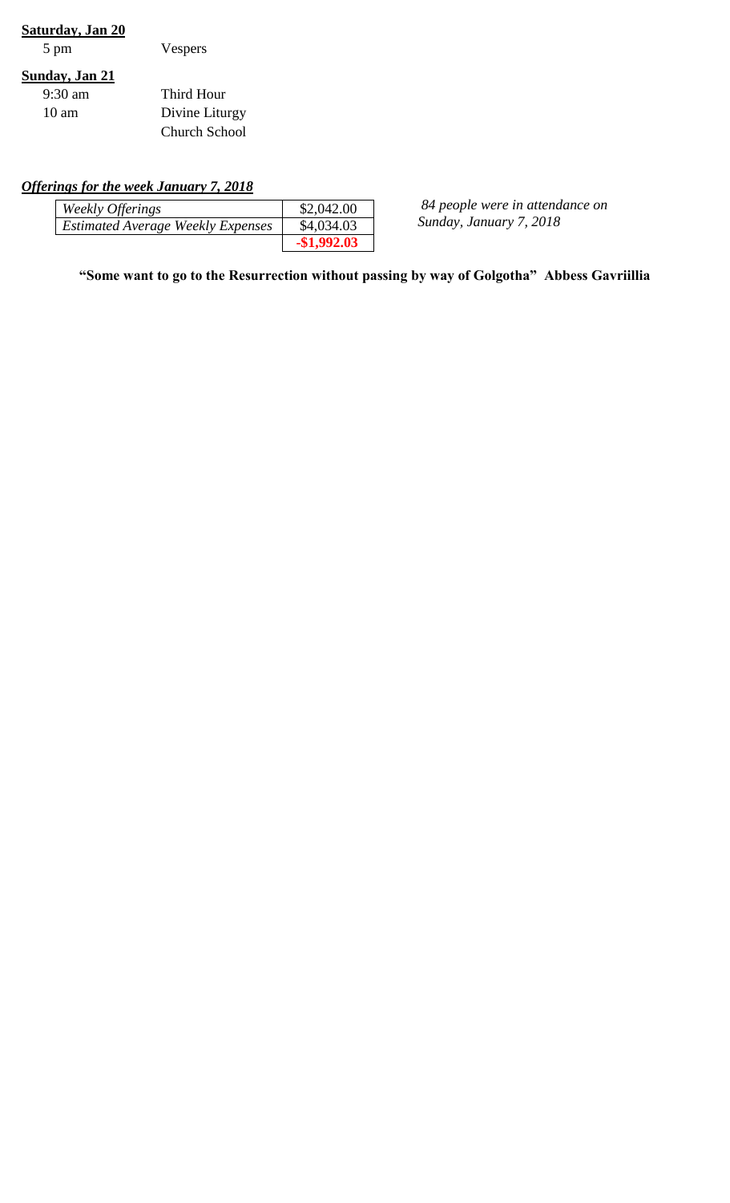**Saturday, Jan 20**

5 pm Vespers

**Sunday, Jan 21**

9:30 am Third Hour

10 am Divine Liturgy

Church School

***Offerings for the week January 7, 2018***

| | |
|---|---|
| *Weekly Offerings* | $2,042.00 |
| *Estimated Average Weekly Expenses* | $4,034.03 |
| | **-$1,992.03** |

*84 people were in attendance on Sunday, January 7, 2018*

**"Some want to go to the Resurrection without passing by way of Golgotha" Abbess Gavriillia**